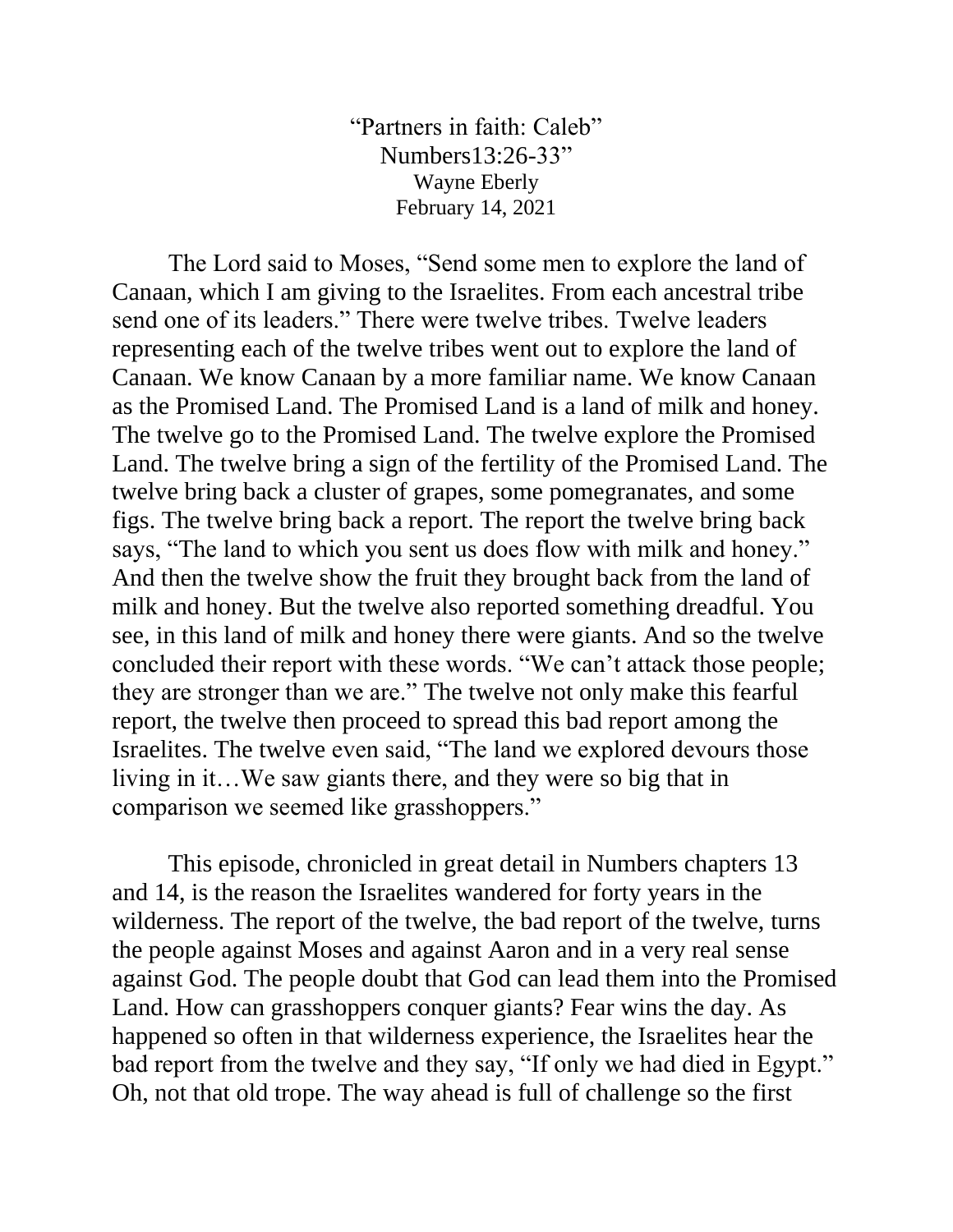“Partners in faith: Caleb”
Numbers13:26-33”
Wayne Eberly
February 14, 2021

The Lord said to Moses, “Send some men to explore the land of Canaan, which I am giving to the Israelites. From each ancestral tribe send one of its leaders.” There were twelve tribes. Twelve leaders representing each of the twelve tribes went out to explore the land of Canaan. We know Canaan by a more familiar name. We know Canaan as the Promised Land. The Promised Land is a land of milk and honey. The twelve go to the Promised Land. The twelve explore the Promised Land. The twelve bring a sign of the fertility of the Promised Land. The twelve bring back a cluster of grapes, some pomegranates, and some figs. The twelve bring back a report. The report the twelve bring back says, “The land to which you sent us does flow with milk and honey.” And then the twelve show the fruit they brought back from the land of milk and honey. But the twelve also reported something dreadful. You see, in this land of milk and honey there were giants. And so the twelve concluded their report with these words. “We can’t attack those people; they are stronger than we are.” The twelve not only make this fearful report, the twelve then proceed to spread this bad report among the Israelites. The twelve even said, “The land we explored devours those living in it…We saw giants there, and they were so big that in comparison we seemed like grasshoppers.”

This episode, chronicled in great detail in Numbers chapters 13 and 14, is the reason the Israelites wandered for forty years in the wilderness. The report of the twelve, the bad report of the twelve, turns the people against Moses and against Aaron and in a very real sense against God. The people doubt that God can lead them into the Promised Land. How can grasshoppers conquer giants? Fear wins the day. As happened so often in that wilderness experience, the Israelites hear the bad report from the twelve and they say, “If only we had died in Egypt.” Oh, not that old trope. The way ahead is full of challenge so the first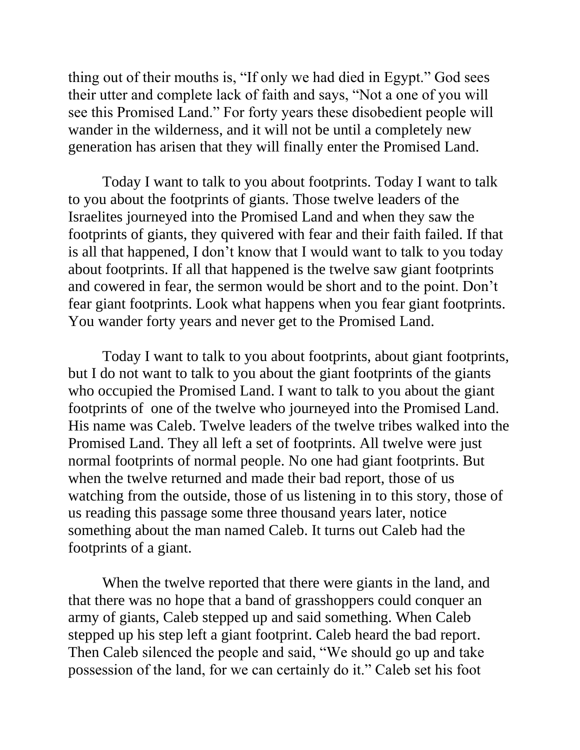thing out of their mouths is, "If only we had died in Egypt." God sees their utter and complete lack of faith and says, "Not a one of you will see this Promised Land." For forty years these disobedient people will wander in the wilderness, and it will not be until a completely new generation has arisen that they will finally enter the Promised Land.

Today I want to talk to you about footprints. Today I want to talk to you about the footprints of giants. Those twelve leaders of the Israelites journeyed into the Promised Land and when they saw the footprints of giants, they quivered with fear and their faith failed. If that is all that happened, I don't know that I would want to talk to you today about footprints. If all that happened is the twelve saw giant footprints and cowered in fear, the sermon would be short and to the point. Don't fear giant footprints. Look what happens when you fear giant footprints. You wander forty years and never get to the Promised Land.

Today I want to talk to you about footprints, about giant footprints, but I do not want to talk to you about the giant footprints of the giants who occupied the Promised Land. I want to talk to you about the giant footprints of one of the twelve who journeyed into the Promised Land. His name was Caleb. Twelve leaders of the twelve tribes walked into the Promised Land. They all left a set of footprints. All twelve were just normal footprints of normal people. No one had giant footprints. But when the twelve returned and made their bad report, those of us watching from the outside, those of us listening in to this story, those of us reading this passage some three thousand years later, notice something about the man named Caleb. It turns out Caleb had the footprints of a giant.

When the twelve reported that there were giants in the land, and that there was no hope that a band of grasshoppers could conquer an army of giants, Caleb stepped up and said something. When Caleb stepped up his step left a giant footprint. Caleb heard the bad report. Then Caleb silenced the people and said, "We should go up and take possession of the land, for we can certainly do it." Caleb set his foot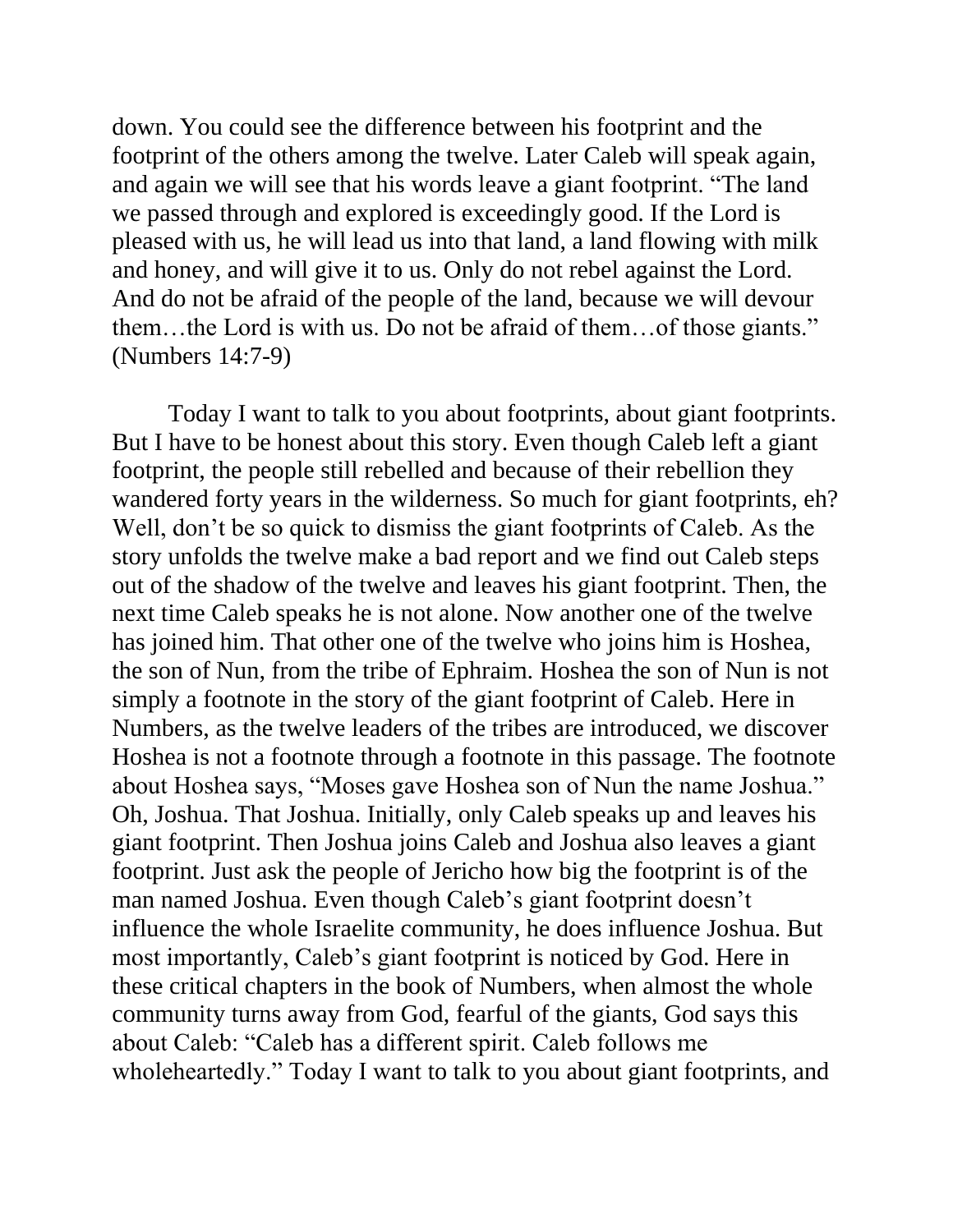down. You could see the difference between his footprint and the footprint of the others among the twelve. Later Caleb will speak again, and again we will see that his words leave a giant footprint. "The land we passed through and explored is exceedingly good. If the Lord is pleased with us, he will lead us into that land, a land flowing with milk and honey, and will give it to us. Only do not rebel against the Lord. And do not be afraid of the people of the land, because we will devour them…the Lord is with us. Do not be afraid of them…of those giants." (Numbers 14:7-9)

Today I want to talk to you about footprints, about giant footprints. But I have to be honest about this story. Even though Caleb left a giant footprint, the people still rebelled and because of their rebellion they wandered forty years in the wilderness. So much for giant footprints, eh? Well, don't be so quick to dismiss the giant footprints of Caleb. As the story unfolds the twelve make a bad report and we find out Caleb steps out of the shadow of the twelve and leaves his giant footprint. Then, the next time Caleb speaks he is not alone. Now another one of the twelve has joined him. That other one of the twelve who joins him is Hoshea, the son of Nun, from the tribe of Ephraim. Hoshea the son of Nun is not simply a footnote in the story of the giant footprint of Caleb. Here in Numbers, as the twelve leaders of the tribes are introduced, we discover Hoshea is not a footnote through a footnote in this passage. The footnote about Hoshea says, "Moses gave Hoshea son of Nun the name Joshua." Oh, Joshua. That Joshua. Initially, only Caleb speaks up and leaves his giant footprint. Then Joshua joins Caleb and Joshua also leaves a giant footprint. Just ask the people of Jericho how big the footprint is of the man named Joshua. Even though Caleb's giant footprint doesn't influence the whole Israelite community, he does influence Joshua. But most importantly, Caleb's giant footprint is noticed by God. Here in these critical chapters in the book of Numbers, when almost the whole community turns away from God, fearful of the giants, God says this about Caleb: "Caleb has a different spirit. Caleb follows me wholeheartedly." Today I want to talk to you about giant footprints, and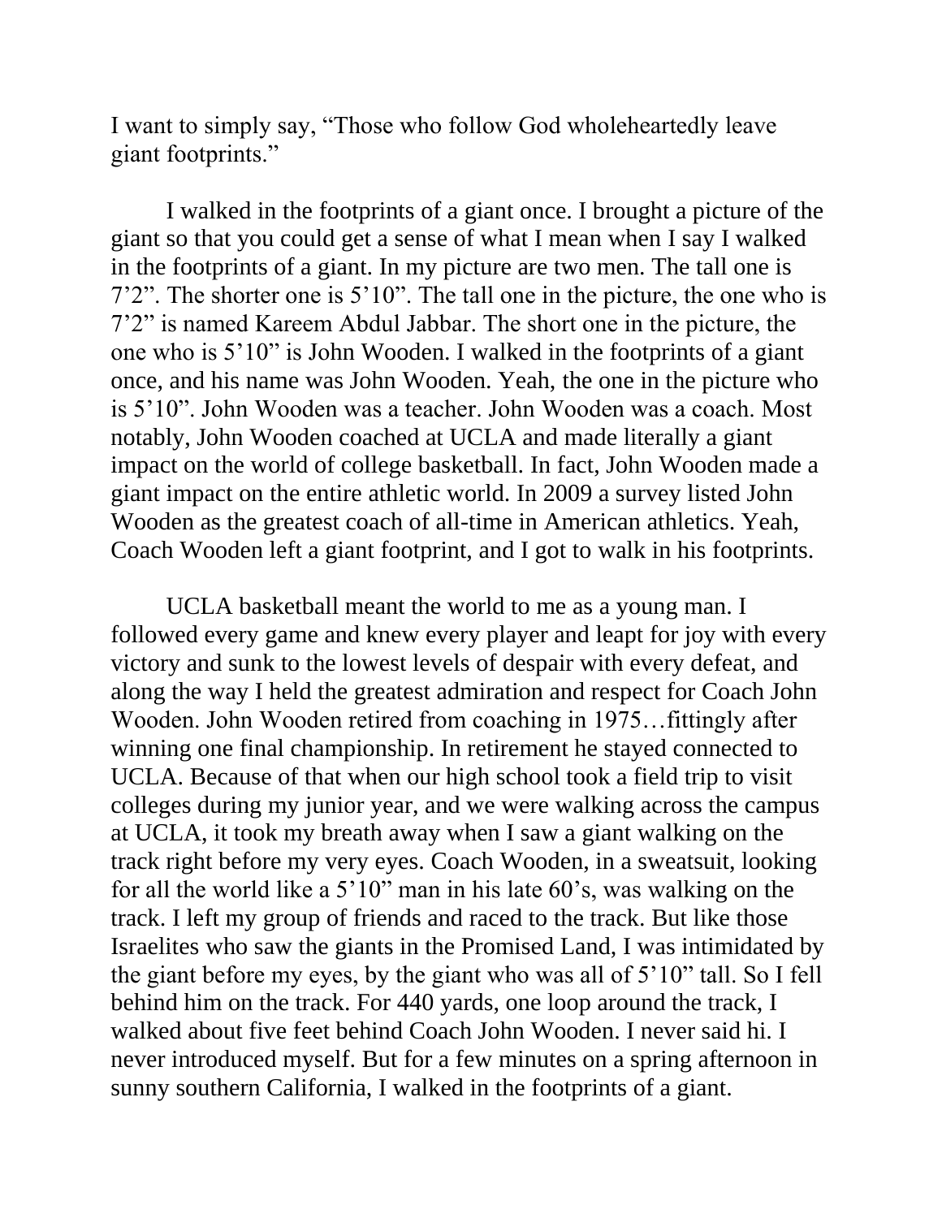I want to simply say, "Those who follow God wholeheartedly leave giant footprints."

I walked in the footprints of a giant once. I brought a picture of the giant so that you could get a sense of what I mean when I say I walked in the footprints of a giant. In my picture are two men. The tall one is 7'2". The shorter one is 5'10". The tall one in the picture, the one who is 7'2" is named Kareem Abdul Jabbar. The short one in the picture, the one who is 5'10" is John Wooden. I walked in the footprints of a giant once, and his name was John Wooden. Yeah, the one in the picture who is 5'10". John Wooden was a teacher. John Wooden was a coach. Most notably, John Wooden coached at UCLA and made literally a giant impact on the world of college basketball. In fact, John Wooden made a giant impact on the entire athletic world. In 2009 a survey listed John Wooden as the greatest coach of all-time in American athletics. Yeah, Coach Wooden left a giant footprint, and I got to walk in his footprints.

UCLA basketball meant the world to me as a young man. I followed every game and knew every player and leapt for joy with every victory and sunk to the lowest levels of despair with every defeat, and along the way I held the greatest admiration and respect for Coach John Wooden. John Wooden retired from coaching in 1975…fittingly after winning one final championship. In retirement he stayed connected to UCLA. Because of that when our high school took a field trip to visit colleges during my junior year, and we were walking across the campus at UCLA, it took my breath away when I saw a giant walking on the track right before my very eyes. Coach Wooden, in a sweatsuit, looking for all the world like a 5'10" man in his late 60's, was walking on the track. I left my group of friends and raced to the track. But like those Israelites who saw the giants in the Promised Land, I was intimidated by the giant before my eyes, by the giant who was all of 5'10" tall. So I fell behind him on the track. For 440 yards, one loop around the track, I walked about five feet behind Coach John Wooden. I never said hi. I never introduced myself. But for a few minutes on a spring afternoon in sunny southern California, I walked in the footprints of a giant.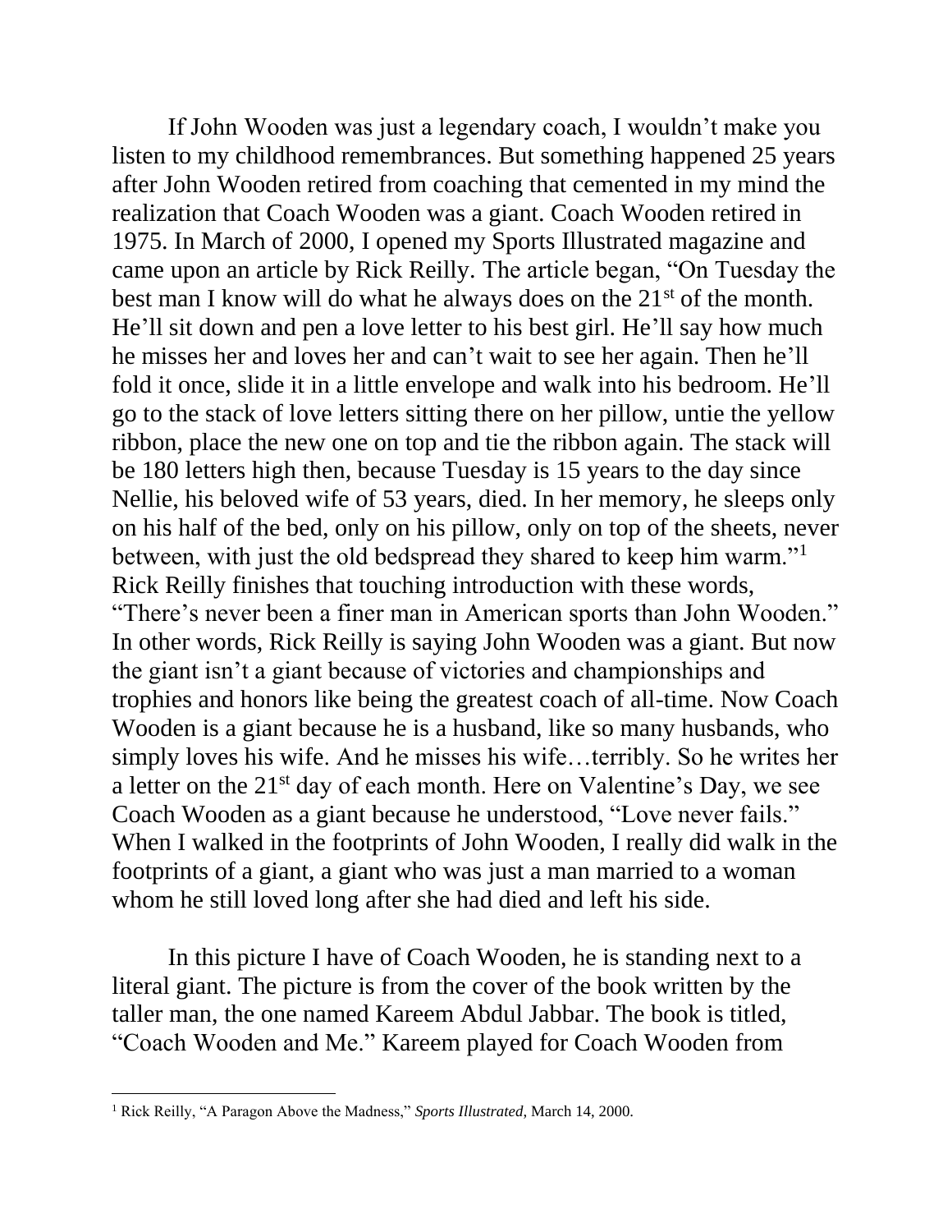If John Wooden was just a legendary coach, I wouldn't make you listen to my childhood remembrances. But something happened 25 years after John Wooden retired from coaching that cemented in my mind the realization that Coach Wooden was a giant. Coach Wooden retired in 1975. In March of 2000, I opened my Sports Illustrated magazine and came upon an article by Rick Reilly. The article began, "On Tuesday the best man I know will do what he always does on the 21st of the month. He'll sit down and pen a love letter to his best girl. He'll say how much he misses her and loves her and can't wait to see her again. Then he'll fold it once, slide it in a little envelope and walk into his bedroom. He'll go to the stack of love letters sitting there on her pillow, untie the yellow ribbon, place the new one on top and tie the ribbon again. The stack will be 180 letters high then, because Tuesday is 15 years to the day since Nellie, his beloved wife of 53 years, died. In her memory, he sleeps only on his half of the bed, only on his pillow, only on top of the sheets, never between, with just the old bedspread they shared to keep him warm."[1] Rick Reilly finishes that touching introduction with these words, "There's never been a finer man in American sports than John Wooden." In other words, Rick Reilly is saying John Wooden was a giant. But now the giant isn't a giant because of victories and championships and trophies and honors like being the greatest coach of all-time. Now Coach Wooden is a giant because he is a husband, like so many husbands, who simply loves his wife. And he misses his wife…terribly. So he writes her a letter on the 21st day of each month. Here on Valentine's Day, we see Coach Wooden as a giant because he understood, "Love never fails." When I walked in the footprints of John Wooden, I really did walk in the footprints of a giant, a giant who was just a man married to a woman whom he still loved long after she had died and left his side.

In this picture I have of Coach Wooden, he is standing next to a literal giant. The picture is from the cover of the book written by the taller man, the one named Kareem Abdul Jabbar. The book is titled, "Coach Wooden and Me." Kareem played for Coach Wooden from

---

[1] Rick Reilly, "A Paragon Above the Madness," *Sports Illustrated*, March 14, 2000.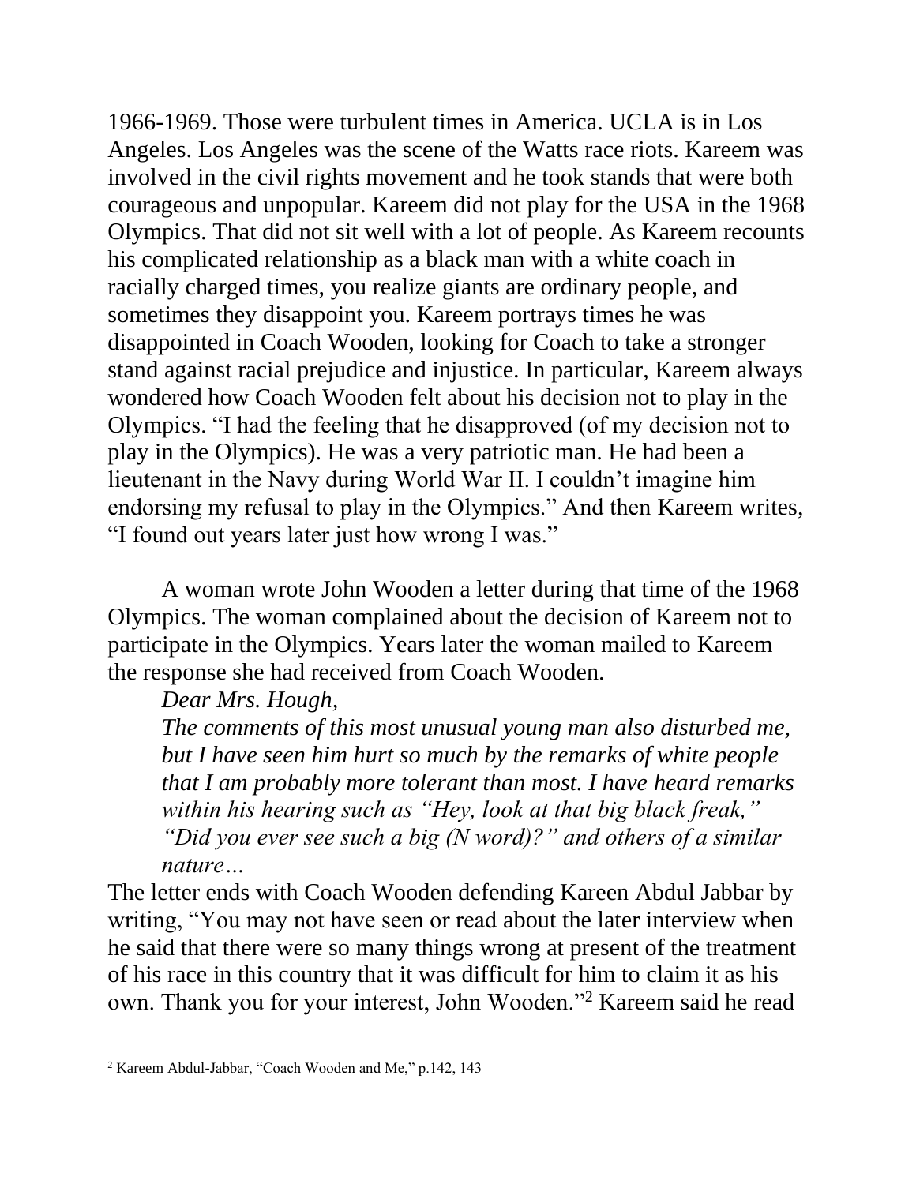1966-1969. Those were turbulent times in America. UCLA is in Los Angeles. Los Angeles was the scene of the Watts race riots. Kareem was involved in the civil rights movement and he took stands that were both courageous and unpopular. Kareem did not play for the USA in the 1968 Olympics. That did not sit well with a lot of people. As Kareem recounts his complicated relationship as a black man with a white coach in racially charged times, you realize giants are ordinary people, and sometimes they disappoint you. Kareem portrays times he was disappointed in Coach Wooden, looking for Coach to take a stronger stand against racial prejudice and injustice. In particular, Kareem always wondered how Coach Wooden felt about his decision not to play in the Olympics. "I had the feeling that he disapproved (of my decision not to play in the Olympics). He was a very patriotic man. He had been a lieutenant in the Navy during World War II. I couldn't imagine him endorsing my refusal to play in the Olympics." And then Kareem writes, "I found out years later just how wrong I was."

A woman wrote John Wooden a letter during that time of the 1968 Olympics. The woman complained about the decision of Kareem not to participate in the Olympics. Years later the woman mailed to Kareem the response she had received from Coach Wooden.

> *Dear Mrs. Hough,*
>
> *The comments of this most unusual young man also disturbed me, but I have seen him hurt so much by the remarks of white people that I am probably more tolerant than most. I have heard remarks within his hearing such as "Hey, look at that big black freak," "Did you ever see such a big (N word)?" and others of a similar nature…*

The letter ends with Coach Wooden defending Kareen Abdul Jabbar by writing, "You may not have seen or read about the later interview when he said that there were so many things wrong at present of the treatment of his race in this country that it was difficult for him to claim it as his own. Thank you for your interest, John Wooden."[2] Kareem said he read

[2] Kareem Abdul-Jabbar, "Coach Wooden and Me," p.142, 143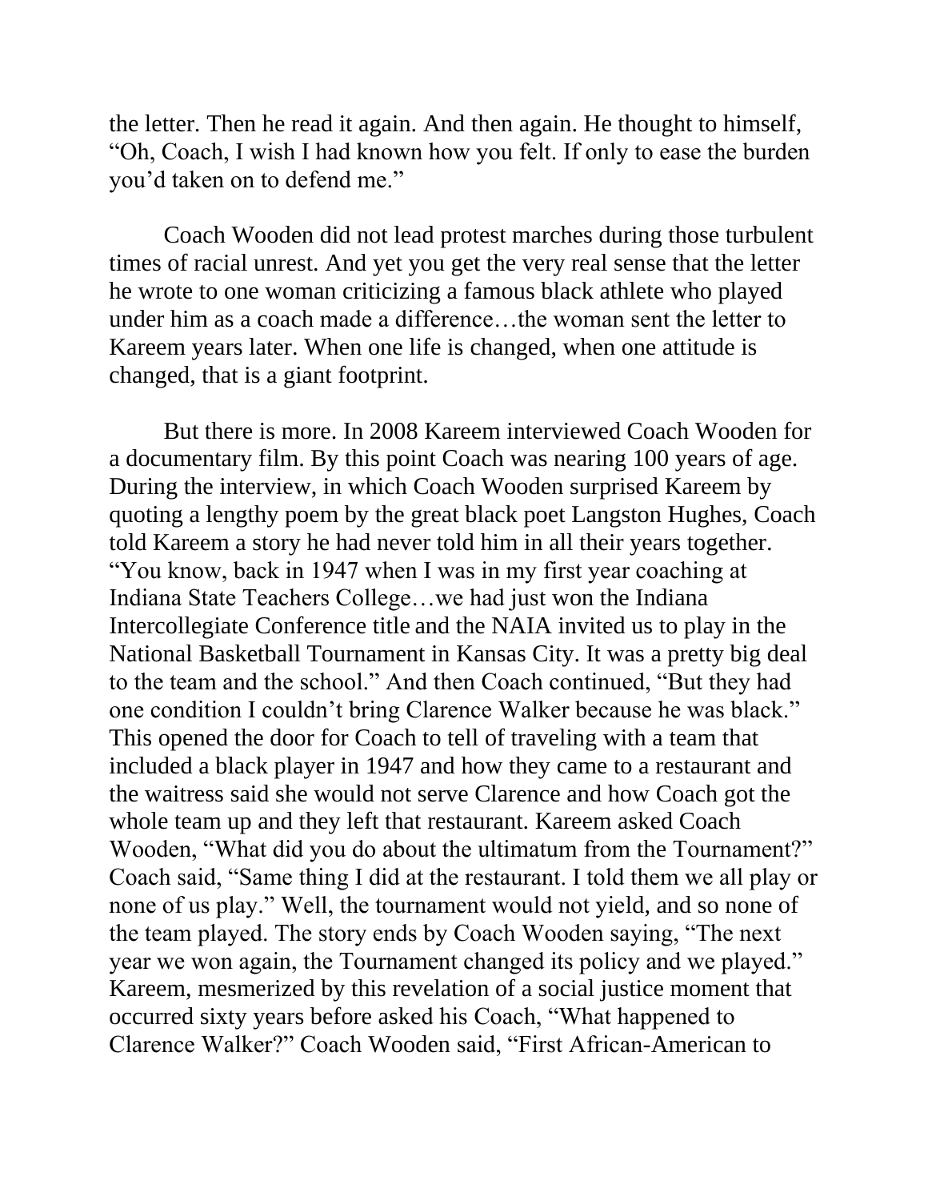the letter. Then he read it again. And then again. He thought to himself, "Oh, Coach, I wish I had known how you felt. If only to ease the burden you'd taken on to defend me."

Coach Wooden did not lead protest marches during those turbulent times of racial unrest. And yet you get the very real sense that the letter he wrote to one woman criticizing a famous black athlete who played under him as a coach made a difference…the woman sent the letter to Kareem years later. When one life is changed, when one attitude is changed, that is a giant footprint.

But there is more. In 2008 Kareem interviewed Coach Wooden for a documentary film. By this point Coach was nearing 100 years of age. During the interview, in which Coach Wooden surprised Kareem by quoting a lengthy poem by the great black poet Langston Hughes, Coach told Kareem a story he had never told him in all their years together. "You know, back in 1947 when I was in my first year coaching at Indiana State Teachers College…we had just won the Indiana Intercollegiate Conference title and the NAIA invited us to play in the National Basketball Tournament in Kansas City. It was a pretty big deal to the team and the school." And then Coach continued, "But they had one condition I couldn't bring Clarence Walker because he was black." This opened the door for Coach to tell of traveling with a team that included a black player in 1947 and how they came to a restaurant and the waitress said she would not serve Clarence and how Coach got the whole team up and they left that restaurant. Kareem asked Coach Wooden, "What did you do about the ultimatum from the Tournament?" Coach said, "Same thing I did at the restaurant. I told them we all play or none of us play." Well, the tournament would not yield, and so none of the team played. The story ends by Coach Wooden saying, "The next year we won again, the Tournament changed its policy and we played." Kareem, mesmerized by this revelation of a social justice moment that occurred sixty years before asked his Coach, "What happened to Clarence Walker?" Coach Wooden said, "First African-American to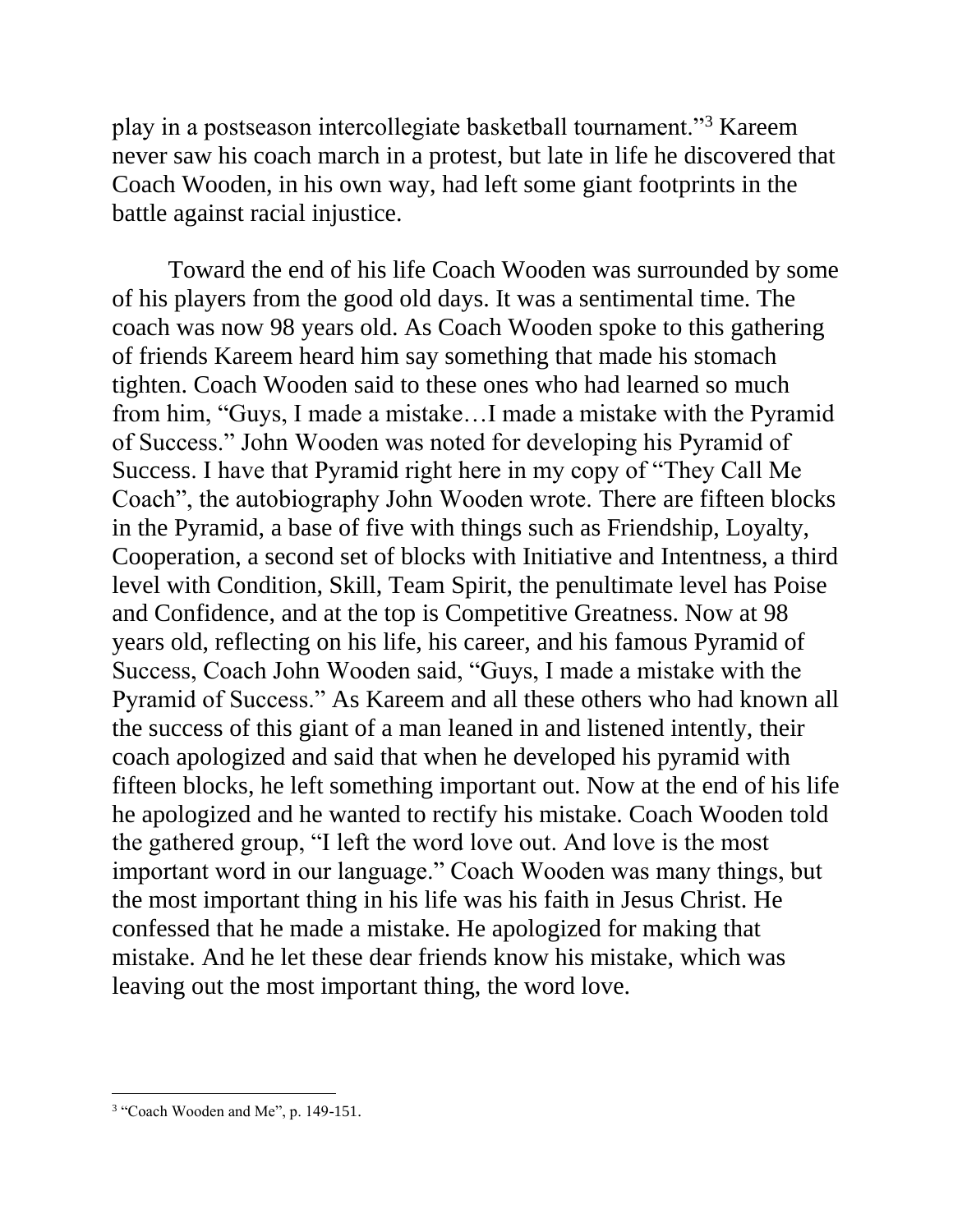play in a postseason intercollegiate basketball tournament."[3] Kareem never saw his coach march in a protest, but late in life he discovered that Coach Wooden, in his own way, had left some giant footprints in the battle against racial injustice.

Toward the end of his life Coach Wooden was surrounded by some of his players from the good old days. It was a sentimental time. The coach was now 98 years old. As Coach Wooden spoke to this gathering of friends Kareem heard him say something that made his stomach tighten. Coach Wooden said to these ones who had learned so much from him, "Guys, I made a mistake…I made a mistake with the Pyramid of Success." John Wooden was noted for developing his Pyramid of Success. I have that Pyramid right here in my copy of "They Call Me Coach", the autobiography John Wooden wrote. There are fifteen blocks in the Pyramid, a base of five with things such as Friendship, Loyalty, Cooperation, a second set of blocks with Initiative and Intentness, a third level with Condition, Skill, Team Spirit, the penultimate level has Poise and Confidence, and at the top is Competitive Greatness. Now at 98 years old, reflecting on his life, his career, and his famous Pyramid of Success, Coach John Wooden said, "Guys, I made a mistake with the Pyramid of Success." As Kareem and all these others who had known all the success of this giant of a man leaned in and listened intently, their coach apologized and said that when he developed his pyramid with fifteen blocks, he left something important out. Now at the end of his life he apologized and he wanted to rectify his mistake. Coach Wooden told the gathered group, "I left the word love out. And love is the most important word in our language." Coach Wooden was many things, but the most important thing in his life was his faith in Jesus Christ. He confessed that he made a mistake. He apologized for making that mistake. And he let these dear friends know his mistake, which was leaving out the most important thing, the word love.

---

[3] "Coach Wooden and Me", p. 149-151.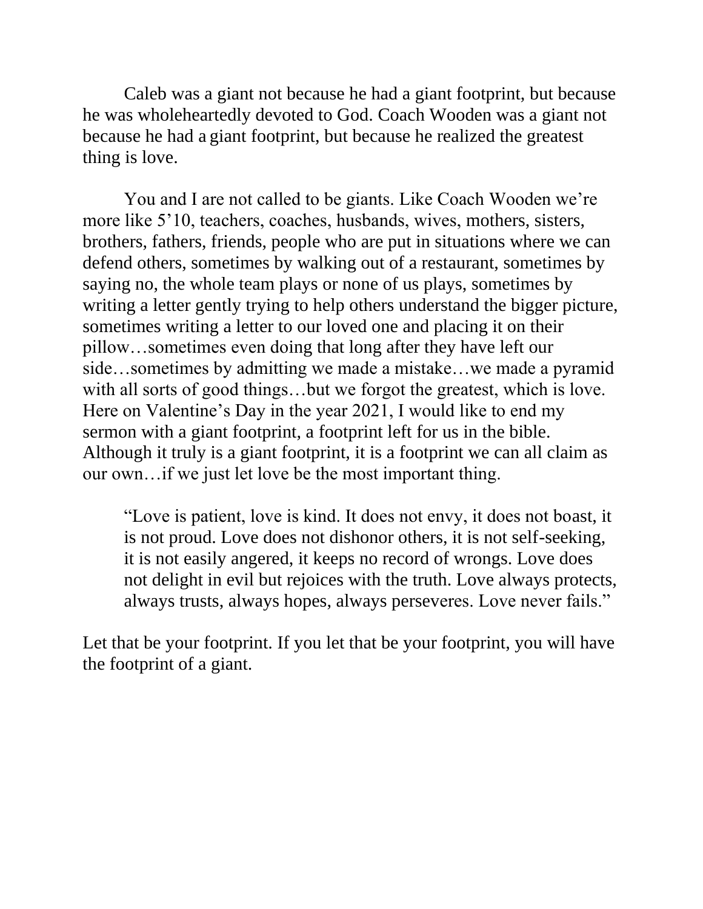Caleb was a giant not because he had a giant footprint, but because he was wholeheartedly devoted to God. Coach Wooden was a giant not because he had a giant footprint, but because he realized the greatest thing is love.

You and I are not called to be giants. Like Coach Wooden we're more like 5'10, teachers, coaches, husbands, wives, mothers, sisters, brothers, fathers, friends, people who are put in situations where we can defend others, sometimes by walking out of a restaurant, sometimes by saying no, the whole team plays or none of us plays, sometimes by writing a letter gently trying to help others understand the bigger picture, sometimes writing a letter to our loved one and placing it on their pillow…sometimes even doing that long after they have left our side…sometimes by admitting we made a mistake…we made a pyramid with all sorts of good things…but we forgot the greatest, which is love. Here on Valentine's Day in the year 2021, I would like to end my sermon with a giant footprint, a footprint left for us in the bible. Although it truly is a giant footprint, it is a footprint we can all claim as our own…if we just let love be the most important thing.

> "Love is patient, love is kind. It does not envy, it does not boast, it is not proud. Love does not dishonor others, it is not self-seeking, it is not easily angered, it keeps no record of wrongs. Love does not delight in evil but rejoices with the truth. Love always protects, always trusts, always hopes, always perseveres. Love never fails."

Let that be your footprint. If you let that be your footprint, you will have the footprint of a giant.